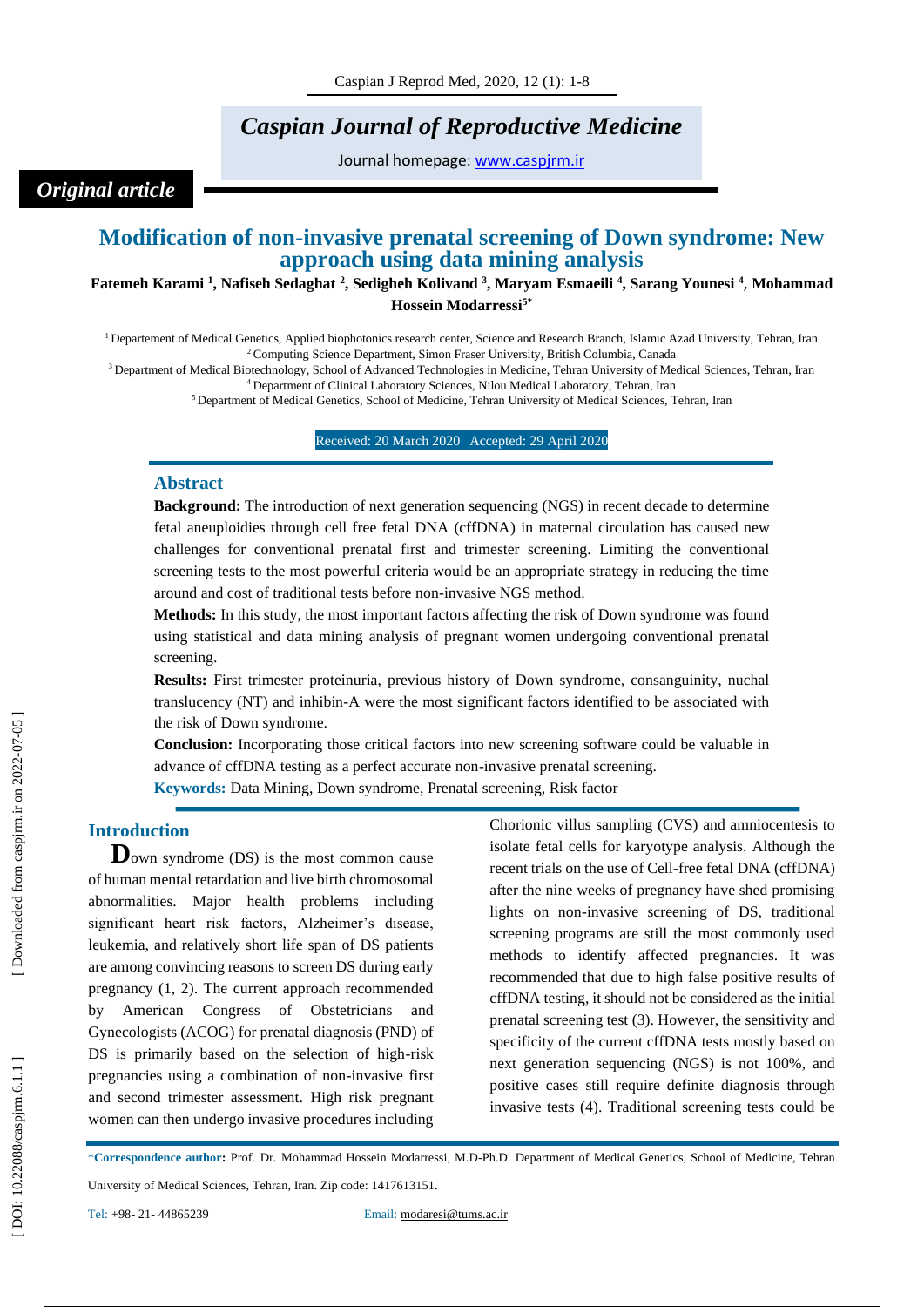*Original article*

# Modification of non-invasive prenatal screening of Down syndrome: New approach using data mining analysis

**Fatemeh Karami [1], Nafiseh Sedaghat [2], Sedigheh Kolivand [3], Maryam Esmaeili [4], Sarang Younesi [4], Mohammad Hossein Modarressi[5*]**

[1] Departement of Medical Genetics, Applied biophotonics research center, Science and Research Branch, Islamic Azad University, Tehran, Iran
[2] Computing Science Department, Simon Fraser University, British Columbia, Canada
[3] Department of Medical Biotechnology, School of Advanced Technologies in Medicine, Tehran University of Medical Sciences, Tehran, Iran
[4] Department of Clinical Laboratory Sciences, Nilou Medical Laboratory, Tehran, Iran
[5] Department of Medical Genetics, School of Medicine, Tehran University of Medical Sciences, Tehran, Iran

Received: 20 March 2020 Accepted: 29 April 2020

## Abstract

**Background:** The introduction of next generation sequencing (NGS) in recent decade to determine fetal aneuploidies through cell free fetal DNA (cffDNA) in maternal circulation has caused new challenges for conventional prenatal first and trimester screening. Limiting the conventional screening tests to the most powerful criteria would be an appropriate strategy in reducing the time around and cost of traditional tests before non-invasive NGS method.

**Methods:** In this study, the most important factors affecting the risk of Down syndrome was found using statistical and data mining analysis of pregnant women undergoing conventional prenatal screening.

**Results:** First trimester proteinuria, previous history of Down syndrome, consanguinity, nuchal translucency (NT) and inhibin-A were the most significant factors identified to be associated with the risk of Down syndrome.

**Conclusion:** Incorporating those critical factors into new screening software could be valuable in advance of cffDNA testing as a perfect accurate non-invasive prenatal screening.

**Keywords:** Data Mining, Down syndrome, Prenatal screening, Risk factor

## Introduction

Down syndrome (DS) is the most common cause of human mental retardation and live birth chromosomal abnormalities. Major health problems including significant heart risk factors, Alzheimer's disease, leukemia, and relatively short life span of DS patients are among convincing reasons to screen DS during early pregnancy (1, 2). The current approach recommended by American Congress of Obstetricians and Gynecologists (ACOG) for prenatal diagnosis (PND) of DS is primarily based on the selection of high-risk pregnancies using a combination of non-invasive first and second trimester assessment. High risk pregnant women can then undergo invasive procedures including Chorionic villus sampling (CVS) and amniocentesis to isolate fetal cells for karyotype analysis. Although the recent trials on the use of Cell-free fetal DNA (cffDNA) after the nine weeks of pregnancy have shed promising lights on non-invasive screening of DS, traditional screening programs are still the most commonly used methods to identify affected pregnancies. It was recommended that due to high false positive results of cffDNA testing, it should not be considered as the initial prenatal screening test (3). However, the sensitivity and specificity of the current cffDNA tests mostly based on next generation sequencing (NGS) is not 100%, and positive cases still require definite diagnosis through invasive tests (4). Traditional screening tests could be

*Correspondence author: Prof. Dr. Mohammad Hossein Modarressi, M.D-Ph.D. Department of Medical Genetics, School of Medicine, Tehran University of Medical Sciences, Tehran, Iran. Zip code: 1417613151.

Tel: +98- 21- 44865239 Email: modaresi@tums.ac.ir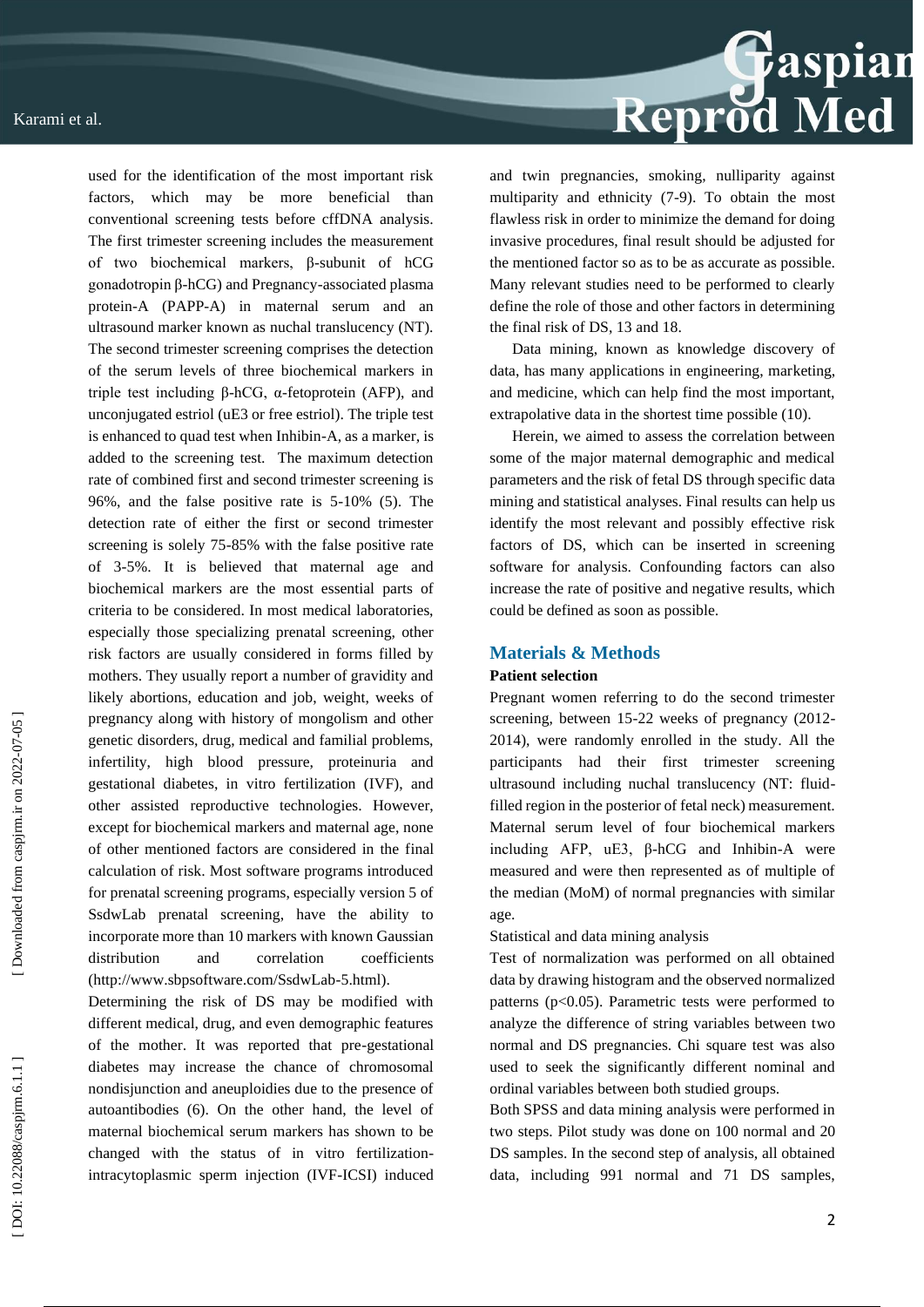used for the identification of the most important risk factors, which may be more beneficial than conventional screening tests before cffDNA analysis. The first trimester screening includes the measurement of two biochemical markers, β-subunit of hCG gonadotropin β-hCG) and Pregnancy-associated plasma protein-A (PAPP-A) in maternal serum and an ultrasound marker known as nuchal translucency (NT). The second trimester screening comprises the detection of the serum levels of three biochemical markers in triple test including β-hCG, α-fetoprotein (AFP), and unconjugated estriol (uE3 or free estriol). The triple test is enhanced to quad test when Inhibin-A, as a marker, is added to the screening test. The maximum detection rate of combined first and second trimester screening is 96%, and the false positive rate is 5-10% (5). The detection rate of either the first or second trimester screening is solely 75-85% with the false positive rate of 3-5%. It is believed that maternal age and biochemical markers are the most essential parts of criteria to be considered. In most medical laboratories, especially those specializing prenatal screening, other risk factors are usually considered in forms filled by mothers. They usually report a number of gravidity and likely abortions, education and job, weight, weeks of pregnancy along with history of mongolism and other genetic disorders, drug, medical and familial problems, infertility, high blood pressure, proteinuria and gestational diabetes, in vitro fertilization (IVF), and other assisted reproductive technologies. However, except for biochemical markers and maternal age, none of other mentioned factors are considered in the final calculation of risk. Most software programs introduced for prenatal screening programs, especially version 5 of SsdwLab prenatal screening, have the ability to incorporate more than 10 markers with known Gaussian distribution and correlation coefficients (http://www.sbpsoftware.com/SsdwLab-5.html).

Determining the risk of DS may be modified with different medical, drug, and even demographic features of the mother. It was reported that pre-gestational diabetes may increase the chance of chromosomal nondisjunction and aneuploidies due to the presence of autoantibodies (6). On the other hand, the level of maternal biochemical serum markers has shown to be changed with the status of in vitro fertilization-intracytoplasmic sperm injection (IVF-ICSI) induced and twin pregnancies, smoking, nulliparity against multiparity and ethnicity (7-9). To obtain the most flawless risk in order to minimize the demand for doing invasive procedures, final result should be adjusted for the mentioned factor so as to be as accurate as possible. Many relevant studies need to be performed to clearly define the role of those and other factors in determining the final risk of DS, 13 and 18.

Data mining, known as knowledge discovery of data, has many applications in engineering, marketing, and medicine, which can help find the most important, extrapolative data in the shortest time possible (10).

Herein, we aimed to assess the correlation between some of the major maternal demographic and medical parameters and the risk of fetal DS through specific data mining and statistical analyses. Final results can help us identify the most relevant and possibly effective risk factors of DS, which can be inserted in screening software for analysis. Confounding factors can also increase the rate of positive and negative results, which could be defined as soon as possible.

## Materials & Methods

**Patient selection**

Pregnant women referring to do the second trimester screening, between 15-22 weeks of pregnancy (2012-2014), were randomly enrolled in the study. All the participants had their first trimester screening ultrasound including nuchal translucency (NT: fluid-filled region in the posterior of fetal neck) measurement. Maternal serum level of four biochemical markers including AFP, uE3, β-hCG and Inhibin-A were measured and were then represented as of multiple of the median (MoM) of normal pregnancies with similar age.

Statistical and data mining analysis

Test of normalization was performed on all obtained data by drawing histogram and the observed normalized patterns ($p<0.05$). Parametric tests were performed to analyze the difference of string variables between two normal and DS pregnancies. Chi square test was also used to seek the significantly different nominal and ordinal variables between both studied groups.

Both SPSS and data mining analysis were performed in two steps. Pilot study was done on 100 normal and 20 DS samples. In the second step of analysis, all obtained data, including 991 normal and 71 DS samples,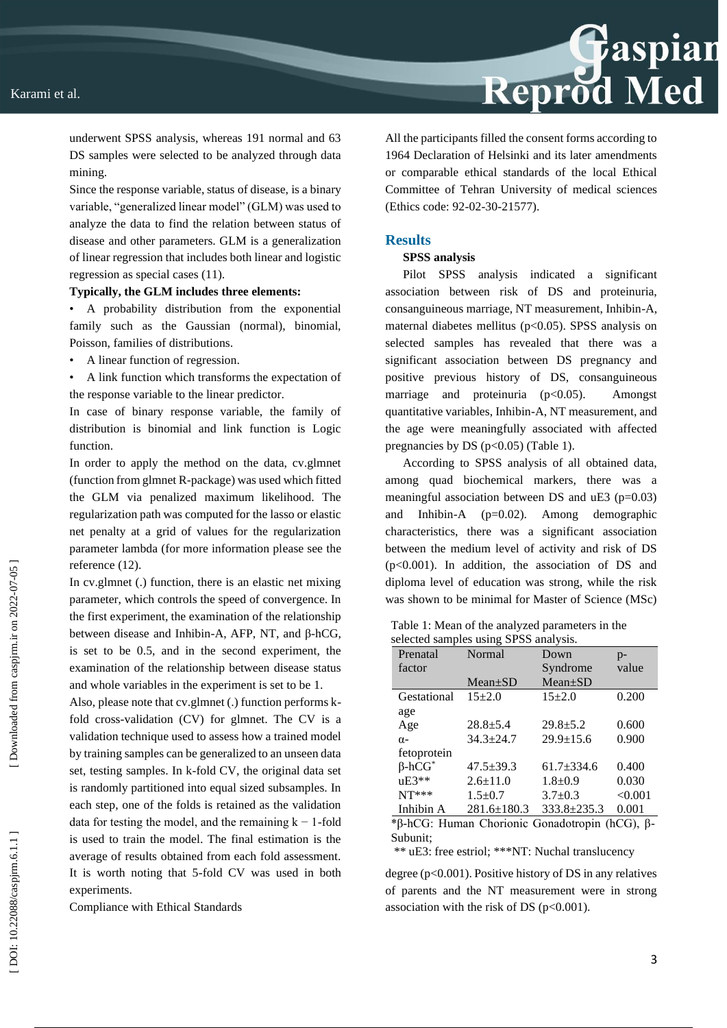underwent SPSS analysis, whereas 191 normal and 63 DS samples were selected to be analyzed through data mining.

Since the response variable, status of disease, is a binary variable, "generalized linear model" (GLM) was used to analyze the data to find the relation between status of disease and other parameters. GLM is a generalization of linear regression that includes both linear and logistic regression as special cases (11).

**Typically, the GLM includes three elements:**

- A probability distribution from the exponential family such as the Gaussian (normal), binomial, Poisson, families of distributions.
- A linear function of regression.
- A link function which transforms the expectation of the response variable to the linear predictor.

In case of binary response variable, the family of distribution is binomial and link function is Logic function.

In order to apply the method on the data, cv.glmnet (function from glmnet R-package) was used which fitted the GLM via penalized maximum likelihood. The regularization path was computed for the lasso or elastic net penalty at a grid of values for the regularization parameter lambda (for more information please see the reference (12).

In cv.glmnet (.) function, there is an elastic net mixing parameter, which controls the speed of convergence. In the first experiment, the examination of the relationship between disease and Inhibin-A, AFP, NT, and β-hCG, is set to be 0.5, and in the second experiment, the examination of the relationship between disease status and whole variables in the experiment is set to be 1.

Also, please note that cv.glmnet (.) function performs k-fold cross-validation (CV) for glmnet. The CV is a validation technique used to assess how a trained model by training samples can be generalized to an unseen data set, testing samples. In k-fold CV, the original data set is randomly partitioned into equal sized subsamples. In each step, one of the folds is retained as the validation data for testing the model, and the remaining $k-1$-fold is used to train the model. The final estimation is the average of results obtained from each fold assessment. It is worth noting that 5-fold CV was used in both experiments.

Compliance with Ethical Standards

All the participants filled the consent forms according to 1964 Declaration of Helsinki and its later amendments or comparable ethical standards of the local Ethical Committee of Tehran University of medical sciences (Ethics code: 92-02-30-21577).

## Results

**SPSS analysis**

Pilot SPSS analysis indicated a significant association between risk of DS and proteinuria, consanguineous marriage, NT measurement, Inhibin-A, maternal diabetes mellitus ($p<0.05$). SPSS analysis on selected samples has revealed that there was a significant association between DS pregnancy and positive previous history of DS, consanguineous marriage and proteinuria ($p<0.05$). Amongst quantitative variables, Inhibin-A, NT measurement, and the age were meaningfully associated with affected pregnancies by DS ($p<0.05$) (Table 1).

According to SPSS analysis of all obtained data, among quad biochemical markers, there was a meaningful association between DS and uE3 ($p=0.03$) and Inhibin-A ($p=0.02$). Among demographic characteristics, there was a significant association between the medium level of activity and risk of DS ($p<0.001$). In addition, the association of DS and diploma level of education was strong, while the risk was shown to be minimal for Master of Science (MSc) degree ($p<0.001$). Positive history of DS in any relatives of parents and the NT measurement were in strong association with the risk of DS ($p<0.001$).

Table 1: Mean of the analyzed parameters in the selected samples using SPSS analysis.

| Prenatal factor | Normal Mean±SD | Down Syndrome Mean±SD | p-value |
|---|---|---|---|
| Gestational age | 15±2.0 | 15±2.0 | 0.200 |
| Age | 28.8±5.4 | 29.8±5.2 | 0.600 |
| α-fetoprotein | 34.3±24.7 | 29.9±15.6 | 0.900 |
| β-hCG* | 47.5±39.3 | 61.7±334.6 | 0.400 |
| uE3** | 2.6±11.0 | 1.8±0.9 | 0.030 |
| NT*** | 1.5±0.7 | 3.7±0.3 | <0.001 |
| Inhibin A | 281.6±180.3 | 333.8±235.3 | 0.001 |

*β-hCG: Human Chorionic Gonadotropin (hCG), β-Subunit;
** uE3: free estriol; ***NT: Nuchal translucency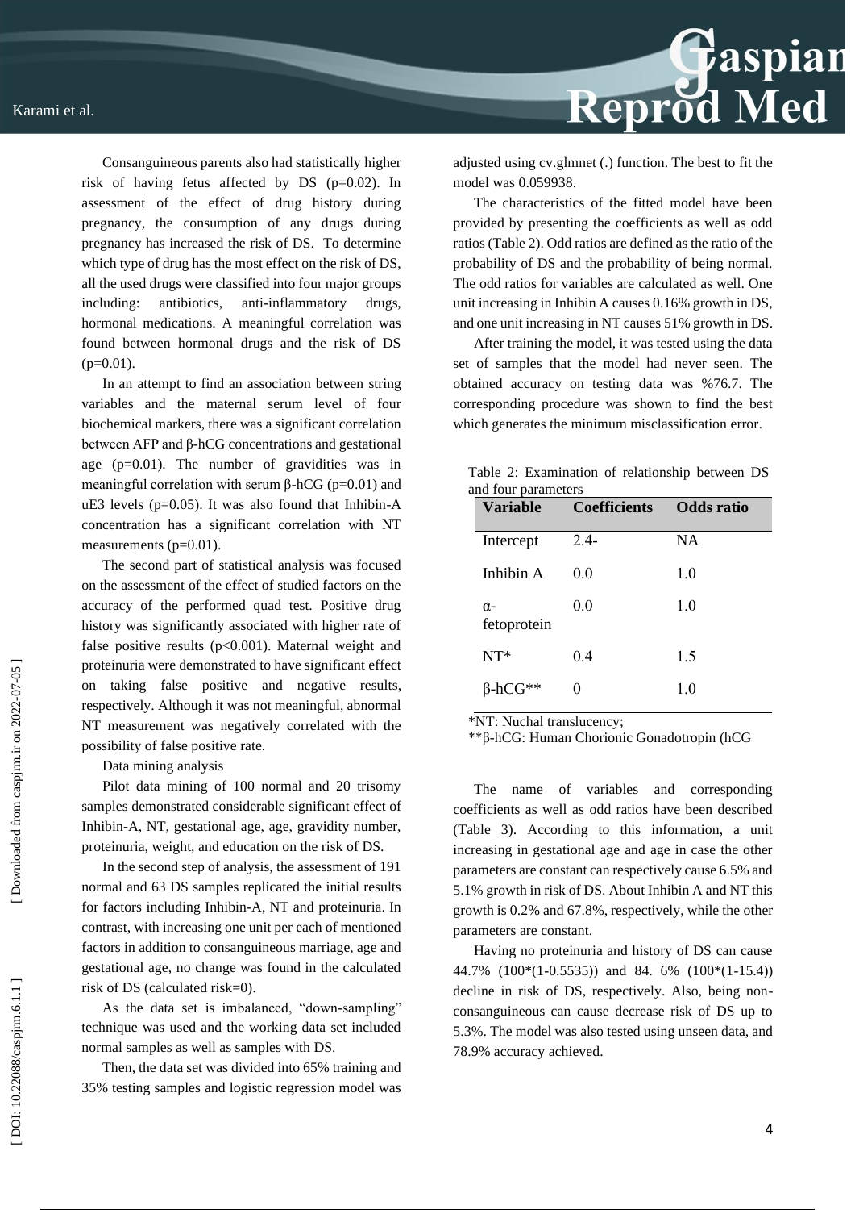Consanguineous parents also had statistically higher risk of having fetus affected by DS (p=0.02). In assessment of the effect of drug history during pregnancy, the consumption of any drugs during pregnancy has increased the risk of DS. To determine which type of drug has the most effect on the risk of DS, all the used drugs were classified into four major groups including: antibiotics, anti-inflammatory drugs, hormonal medications. A meaningful correlation was found between hormonal drugs and the risk of DS (p=0.01).

In an attempt to find an association between string variables and the maternal serum level of four biochemical markers, there was a significant correlation between AFP and β-hCG concentrations and gestational age (p=0.01). The number of gravidities was in meaningful correlation with serum β-hCG (p=0.01) and uE3 levels (p=0.05). It was also found that Inhibin-A concentration has a significant correlation with NT measurements (p=0.01).

The second part of statistical analysis was focused on the assessment of the effect of studied factors on the accuracy of the performed quad test. Positive drug history was significantly associated with higher rate of false positive results (p<0.001). Maternal weight and proteinuria were demonstrated to have significant effect on taking false positive and negative results, respectively. Although it was not meaningful, abnormal NT measurement was negatively correlated with the possibility of false positive rate.

Data mining analysis

Pilot data mining of 100 normal and 20 trisomy samples demonstrated considerable significant effect of Inhibin-A, NT, gestational age, age, gravidity number, proteinuria, weight, and education on the risk of DS.

In the second step of analysis, the assessment of 191 normal and 63 DS samples replicated the initial results for factors including Inhibin-A, NT and proteinuria. In contrast, with increasing one unit per each of mentioned factors in addition to consanguineous marriage, age and gestational age, no change was found in the calculated risk of DS (calculated risk=0).

As the data set is imbalanced, "down-sampling" technique was used and the working data set included normal samples as well as samples with DS.

Then, the data set was divided into 65% training and 35% testing samples and logistic regression model was adjusted using cv.glmnet (.) function. The best to fit the model was 0.059938.

The characteristics of the fitted model have been provided by presenting the coefficients as well as odd ratios (Table 2). Odd ratios are defined as the ratio of the probability of DS and the probability of being normal. The odd ratios for variables are calculated as well. One unit increasing in Inhibin A causes 0.16% growth in DS, and one unit increasing in NT causes 51% growth in DS.

After training the model, it was tested using the data set of samples that the model had never seen. The obtained accuracy on testing data was %76.7. The corresponding procedure was shown to find the best which generates the minimum misclassification error.

Table 2: Examination of relationship between DS and four parameters

| Variable | Coefficients | Odds ratio |
|---|---|---|
| Intercept | 2.4- | NA |
| Inhibin A | 0.0 | 1.0 |
| α-fetoprotein | 0.0 | 1.0 |
| NT* | 0.4 | 1.5 |
| β-hCG** | 0 | 1.0 |

*NT: Nuchal translucency;
**β-hCG: Human Chorionic Gonadotropin (hCG

The name of variables and corresponding coefficients as well as odd ratios have been described (Table 3). According to this information, a unit increasing in gestational age and age in case the other parameters are constant can respectively cause 6.5% and 5.1% growth in risk of DS. About Inhibin A and NT this growth is 0.2% and 67.8%, respectively, while the other parameters are constant.

Having no proteinuria and history of DS can cause 44.7% (100*(1-0.5535)) and 84. 6% (100*(1-15.4)) decline in risk of DS, respectively. Also, being non-consanguineous can cause decrease risk of DS up to 5.3%. The model was also tested using unseen data, and 78.9% accuracy achieved.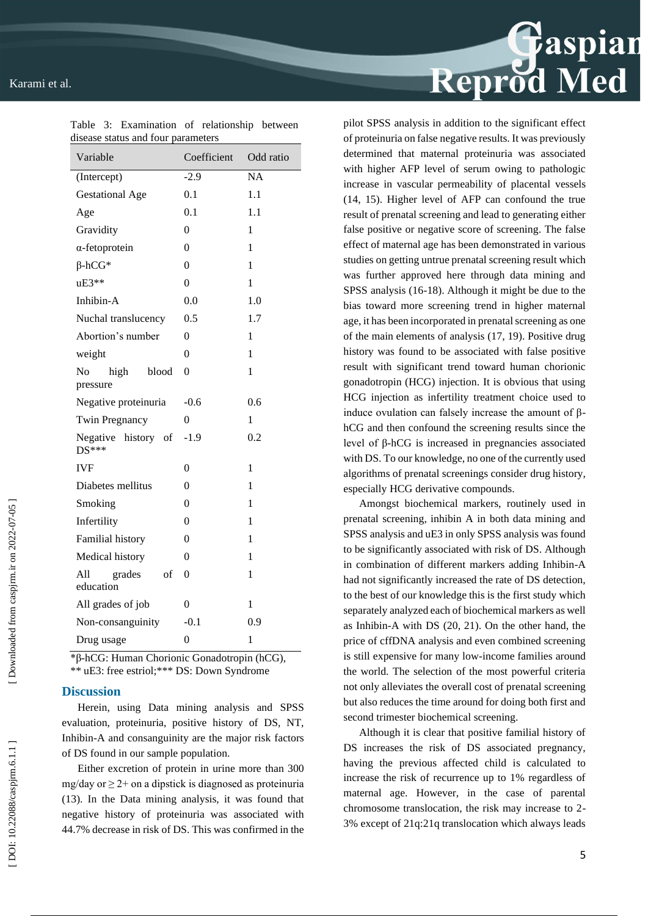Table 3: Examination of relationship between disease status and four parameters

| Variable | Coefficient | Odd ratio |
|---|---|---|
| (Intercept) | -2.9 | NA |
| Gestational Age | 0.1 | 1.1 |
| Age | 0.1 | 1.1 |
| Gravidity | 0 | 1 |
| α-fetoprotein | 0 | 1 |
| β-hCG* | 0 | 1 |
| uE3** | 0 | 1 |
| Inhibin-A | 0.0 | 1.0 |
| Nuchal translucency | 0.5 | 1.7 |
| Abortion's number | 0 | 1 |
| weight | 0 | 1 |
| No high blood pressure | 0 | 1 |
| Negative proteinuria | -0.6 | 0.6 |
| Twin Pregnancy | 0 | 1 |
| Negative history of DS*** | -1.9 | 0.2 |
| IVF | 0 | 1 |
| Diabetes mellitus | 0 | 1 |
| Smoking | 0 | 1 |
| Infertility | 0 | 1 |
| Familial history | 0 | 1 |
| Medical history | 0 | 1 |
| All grades of education | 0 | 1 |
| All grades of job | 0 | 1 |
| Non-consanguinity | -0.1 | 0.9 |
| Drug usage | 0 | 1 |

*β-hCG: Human Chorionic Gonadotropin (hCG), ** uE3: free estriol;*** DS: Down Syndrome

## Discussion

Herein, using Data mining analysis and SPSS evaluation, proteinuria, positive history of DS, NT, Inhibin-A and consanguinity are the major risk factors of DS found in our sample population.

Either excretion of protein in urine more than 300 mg/day or ≥ 2+ on a dipstick is diagnosed as proteinuria (13). In the Data mining analysis, it was found that negative history of proteinuria was associated with 44.7% decrease in risk of DS. This was confirmed in the pilot SPSS analysis in addition to the significant effect of proteinuria on false negative results. It was previously determined that maternal proteinuria was associated with higher AFP level of serum owing to pathologic increase in vascular permeability of placental vessels (14, 15). Higher level of AFP can confound the true result of prenatal screening and lead to generating either false positive or negative score of screening. The false effect of maternal age has been demonstrated in various studies on getting untrue prenatal screening result which was further approved here through data mining and SPSS analysis (16-18). Although it might be due to the bias toward more screening trend in higher maternal age, it has been incorporated in prenatal screening as one of the main elements of analysis (17, 19). Positive drug history was found to be associated with false positive result with significant trend toward human chorionic gonadotropin (HCG) injection. It is obvious that using HCG injection as infertility treatment choice used to induce ovulation can falsely increase the amount of β-hCG and then confound the screening results since the level of β-hCG is increased in pregnancies associated with DS. To our knowledge, no one of the currently used algorithms of prenatal screenings consider drug history, especially HCG derivative compounds.

Amongst biochemical markers, routinely used in prenatal screening, inhibin A in both data mining and SPSS analysis and uE3 in only SPSS analysis was found to be significantly associated with risk of DS. Although in combination of different markers adding Inhibin-A had not significantly increased the rate of DS detection, to the best of our knowledge this is the first study which separately analyzed each of biochemical markers as well as Inhibin-A with DS (20, 21). On the other hand, the price of cffDNA analysis and even combined screening is still expensive for many low-income families around the world. The selection of the most powerful criteria not only alleviates the overall cost of prenatal screening but also reduces the time around for doing both first and second trimester biochemical screening.

Although it is clear that positive familial history of DS increases the risk of DS associated pregnancy, having the previous affected child is calculated to increase the risk of recurrence up to 1% regardless of maternal age. However, in the case of parental chromosome translocation, the risk may increase to 2-3% except of 21q:21q translocation which always leads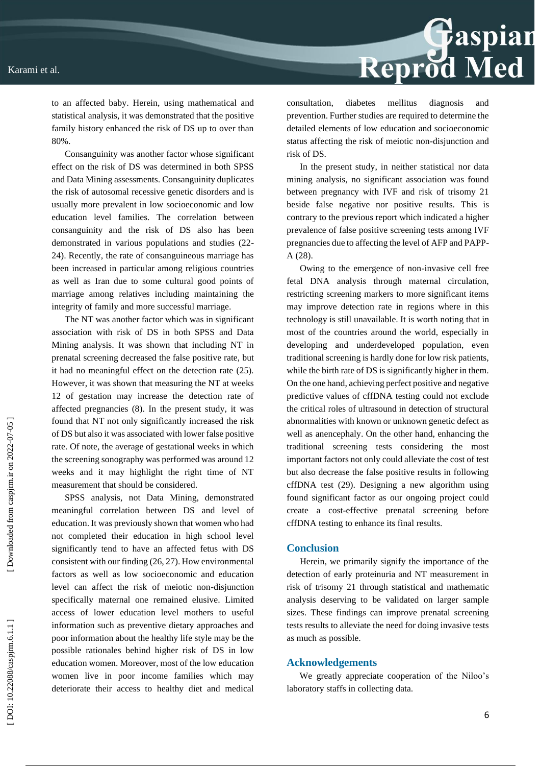to an affected baby. Herein, using mathematical and statistical analysis, it was demonstrated that the positive family history enhanced the risk of DS up to over than 80%.

Consanguinity was another factor whose significant effect on the risk of DS was determined in both SPSS and Data Mining assessments. Consanguinity duplicates the risk of autosomal recessive genetic disorders and is usually more prevalent in low socioeconomic and low education level families. The correlation between consanguinity and the risk of DS also has been demonstrated in various populations and studies (22-24). Recently, the rate of consanguineous marriage has been increased in particular among religious countries as well as Iran due to some cultural good points of marriage among relatives including maintaining the integrity of family and more successful marriage.

The NT was another factor which was in significant association with risk of DS in both SPSS and Data Mining analysis. It was shown that including NT in prenatal screening decreased the false positive rate, but it had no meaningful effect on the detection rate (25). However, it was shown that measuring the NT at weeks 12 of gestation may increase the detection rate of affected pregnancies (8). In the present study, it was found that NT not only significantly increased the risk of DS but also it was associated with lower false positive rate. Of note, the average of gestational weeks in which the screening sonography was performed was around 12 weeks and it may highlight the right time of NT measurement that should be considered.

SPSS analysis, not Data Mining, demonstrated meaningful correlation between DS and level of education. It was previously shown that women who had not completed their education in high school level significantly tend to have an affected fetus with DS consistent with our finding (26, 27). How environmental factors as well as low socioeconomic and education level can affect the risk of meiotic non-disjunction specifically maternal one remained elusive. Limited access of lower education level mothers to useful information such as preventive dietary approaches and poor information about the healthy life style may be the possible rationales behind higher risk of DS in low education women. Moreover, most of the low education women live in poor income families which may deteriorate their access to healthy diet and medical consultation, diabetes mellitus diagnosis and prevention. Further studies are required to determine the detailed elements of low education and socioeconomic status affecting the risk of meiotic non-disjunction and risk of DS.

In the present study, in neither statistical nor data mining analysis, no significant association was found between pregnancy with IVF and risk of trisomy 21 beside false negative nor positive results. This is contrary to the previous report which indicated a higher prevalence of false positive screening tests among IVF pregnancies due to affecting the level of AFP and PAPP-A (28).

Owing to the emergence of non-invasive cell free fetal DNA analysis through maternal circulation, restricting screening markers to more significant items may improve detection rate in regions where in this technology is still unavailable. It is worth noting that in most of the countries around the world, especially in developing and underdeveloped population, even traditional screening is hardly done for low risk patients, while the birth rate of DS is significantly higher in them. On the one hand, achieving perfect positive and negative predictive values of cffDNA testing could not exclude the critical roles of ultrasound in detection of structural abnormalities with known or unknown genetic defect as well as anencephaly. On the other hand, enhancing the traditional screening tests considering the most important factors not only could alleviate the cost of test but also decrease the false positive results in following cffDNA test (29). Designing a new algorithm using found significant factor as our ongoing project could create a cost-effective prenatal screening before cffDNA testing to enhance its final results.

## Conclusion

Herein, we primarily signify the importance of the detection of early proteinuria and NT measurement in risk of trisomy 21 through statistical and mathematic analysis deserving to be validated on larger sample sizes. These findings can improve prenatal screening tests results to alleviate the need for doing invasive tests as much as possible.

## Acknowledgements

We greatly appreciate cooperation of the Niloo's laboratory staffs in collecting data.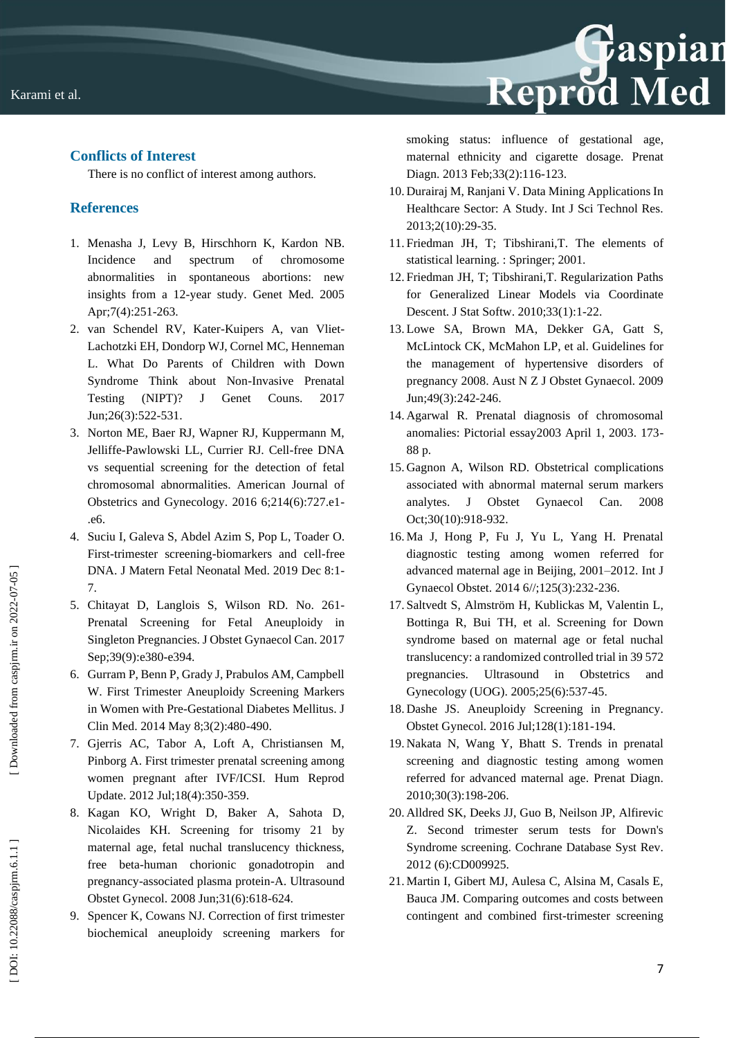## Conflicts of Interest

There is no conflict of interest among authors.

## References

1. Menasha J, Levy B, Hirschhorn K, Kardon NB. Incidence and spectrum of chromosome abnormalities in spontaneous abortions: new insights from a 12-year study. Genet Med. 2005 Apr;7(4):251-263.
2. van Schendel RV, Kater-Kuipers A, van Vliet-Lachotzki EH, Dondorp WJ, Cornel MC, Henneman L. What Do Parents of Children with Down Syndrome Think about Non-Invasive Prenatal Testing (NIPT)? J Genet Couns. 2017 Jun;26(3):522-531.
3. Norton ME, Baer RJ, Wapner RJ, Kuppermann M, Jelliffe-Pawlowski LL, Currier RJ. Cell-free DNA vs sequential screening for the detection of fetal chromosomal abnormalities. American Journal of Obstetrics and Gynecology. 2016 6;214(6):727.e1-.e6.
4. Suciu I, Galeva S, Abdel Azim S, Pop L, Toader O. First-trimester screening-biomarkers and cell-free DNA. J Matern Fetal Neonatal Med. 2019 Dec 8:1-7.
5. Chitayat D, Langlois S, Wilson RD. No. 261-Prenatal Screening for Fetal Aneuploidy in Singleton Pregnancies. J Obstet Gynaecol Can. 2017 Sep;39(9):e380-e394.
6. Gurram P, Benn P, Grady J, Prabulos AM, Campbell W. First Trimester Aneuploidy Screening Markers in Women with Pre-Gestational Diabetes Mellitus. J Clin Med. 2014 May 8;3(2):480-490.
7. Gjerris AC, Tabor A, Loft A, Christiansen M, Pinborg A. First trimester prenatal screening among women pregnant after IVF/ICSI. Hum Reprod Update. 2012 Jul;18(4):350-359.
8. Kagan KO, Wright D, Baker A, Sahota D, Nicolaides KH. Screening for trisomy 21 by maternal age, fetal nuchal translucency thickness, free beta-human chorionic gonadotropin and pregnancy-associated plasma protein-A. Ultrasound Obstet Gynecol. 2008 Jun;31(6):618-624.
9. Spencer K, Cowans NJ. Correction of first trimester biochemical aneuploidy screening markers for smoking status: influence of gestational age, maternal ethnicity and cigarette dosage. Prenat Diagn. 2013 Feb;33(2):116-123.
10. Durairaj M, Ranjani V. Data Mining Applications In Healthcare Sector: A Study. Int J Sci Technol Res. 2013;2(10):29-35.
11. Friedman JH, T; Tibshirani,T. The elements of statistical learning. : Springer; 2001.
12. Friedman JH, T; Tibshirani,T. Regularization Paths for Generalized Linear Models via Coordinate Descent. J Stat Softw. 2010;33(1):1-22.
13. Lowe SA, Brown MA, Dekker GA, Gatt S, McLintock CK, McMahon LP, et al. Guidelines for the management of hypertensive disorders of pregnancy 2008. Aust N Z J Obstet Gynaecol. 2009 Jun;49(3):242-246.
14. Agarwal R. Prenatal diagnosis of chromosomal anomalies: Pictorial essay2003 April 1, 2003. 173-88 p.
15. Gagnon A, Wilson RD. Obstetrical complications associated with abnormal maternal serum markers analytes. J Obstet Gynaecol Can. 2008 Oct;30(10):918-932.
16. Ma J, Hong P, Fu J, Yu L, Yang H. Prenatal diagnostic testing among women referred for advanced maternal age in Beijing, 2001–2012. Int J Gynaecol Obstet. 2014 6//;125(3):232-236.
17. Saltvedt S, Almström H, Kublickas M, Valentin L, Bottinga R, Bui TH, et al. Screening for Down syndrome based on maternal age or fetal nuchal translucency: a randomized controlled trial in 39 572 pregnancies. Ultrasound in Obstetrics and Gynecology (UOG). 2005;25(6):537-45.
18. Dashe JS. Aneuploidy Screening in Pregnancy. Obstet Gynecol. 2016 Jul;128(1):181-194.
19. Nakata N, Wang Y, Bhatt S. Trends in prenatal screening and diagnostic testing among women referred for advanced maternal age. Prenat Diagn. 2010;30(3):198-206.
20. Alldred SK, Deeks JJ, Guo B, Neilson JP, Alfirevic Z. Second trimester serum tests for Down's Syndrome screening. Cochrane Database Syst Rev. 2012 (6):CD009925.
21. Martin I, Gibert MJ, Aulesa C, Alsina M, Casals E, Bauca JM. Comparing outcomes and costs between contingent and combined first-trimester screening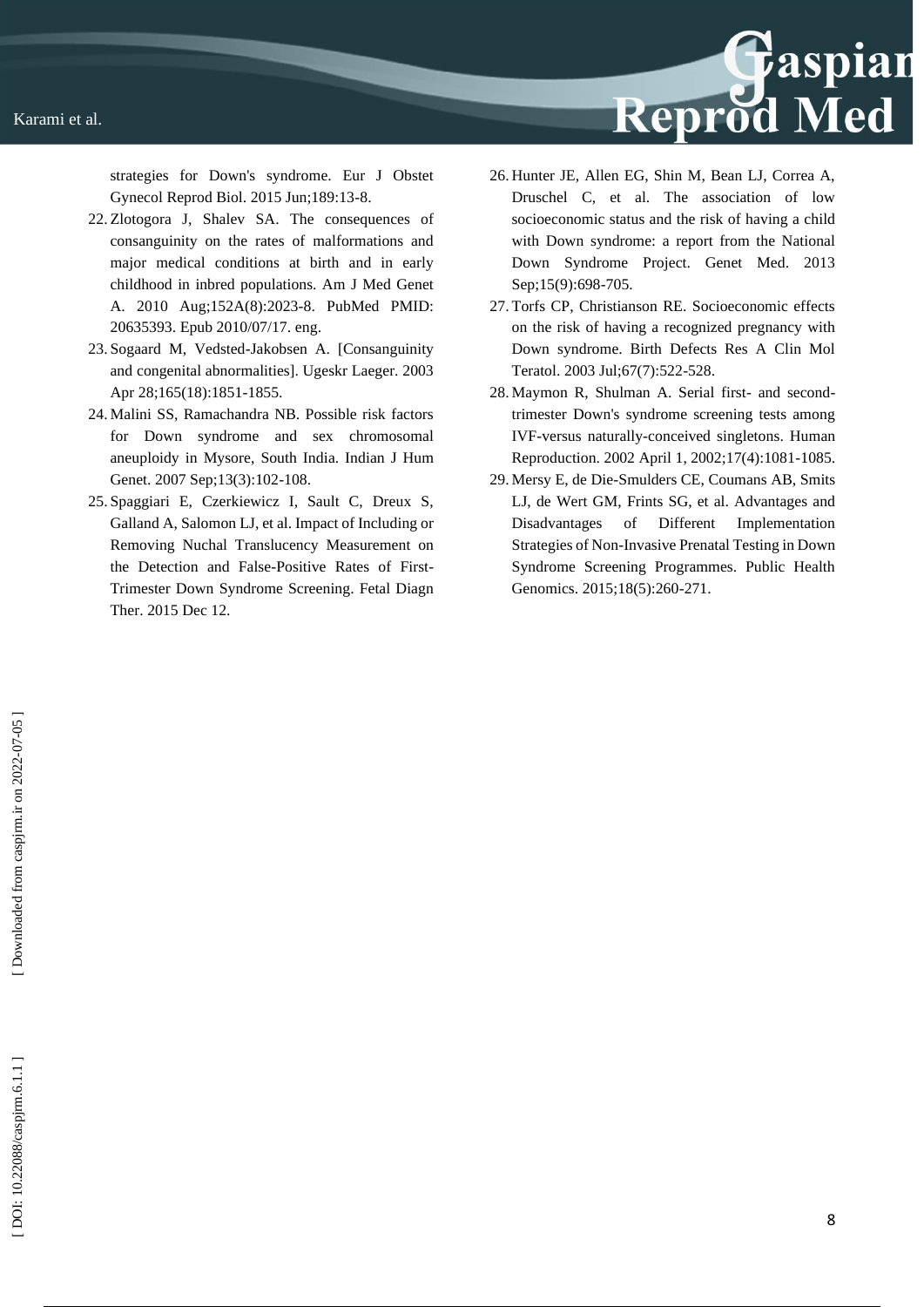strategies for Down's syndrome. Eur J Obstet Gynecol Reprod Biol. 2015 Jun;189:13-8.

22. Zlotogora J, Shalev SA. The consequences of consanguinity on the rates of malformations and major medical conditions at birth and in early childhood in inbred populations. Am J Med Genet A. 2010 Aug;152A(8):2023-8. PubMed PMID: 20635393. Epub 2010/07/17. eng.
23. Sogaard M, Vedsted-Jakobsen A. [Consanguinity and congenital abnormalities]. Ugeskr Laeger. 2003 Apr 28;165(18):1851-1855.
24. Malini SS, Ramachandra NB. Possible risk factors for Down syndrome and sex chromosomal aneuploidy in Mysore, South India. Indian J Hum Genet. 2007 Sep;13(3):102-108.
25. Spaggiari E, Czerkiewicz I, Sault C, Dreux S, Galland A, Salomon LJ, et al. Impact of Including or Removing Nuchal Translucency Measurement on the Detection and False-Positive Rates of First-Trimester Down Syndrome Screening. Fetal Diagn Ther. 2015 Dec 12.
26. Hunter JE, Allen EG, Shin M, Bean LJ, Correa A, Druschel C, et al. The association of low socioeconomic status and the risk of having a child with Down syndrome: a report from the National Down Syndrome Project. Genet Med. 2013 Sep;15(9):698-705.
27. Torfs CP, Christianson RE. Socioeconomic effects on the risk of having a recognized pregnancy with Down syndrome. Birth Defects Res A Clin Mol Teratol. 2003 Jul;67(7):522-528.
28. Maymon R, Shulman A. Serial first- and second-trimester Down's syndrome screening tests among IVF-versus naturally-conceived singletons. Human Reproduction. 2002 April 1, 2002;17(4):1081-1085.
29. Mersy E, de Die-Smulders CE, Coumans AB, Smits LJ, de Wert GM, Frints SG, et al. Advantages and Disadvantages of Different Implementation Strategies of Non-Invasive Prenatal Testing in Down Syndrome Screening Programmes. Public Health Genomics. 2015;18(5):260-271.